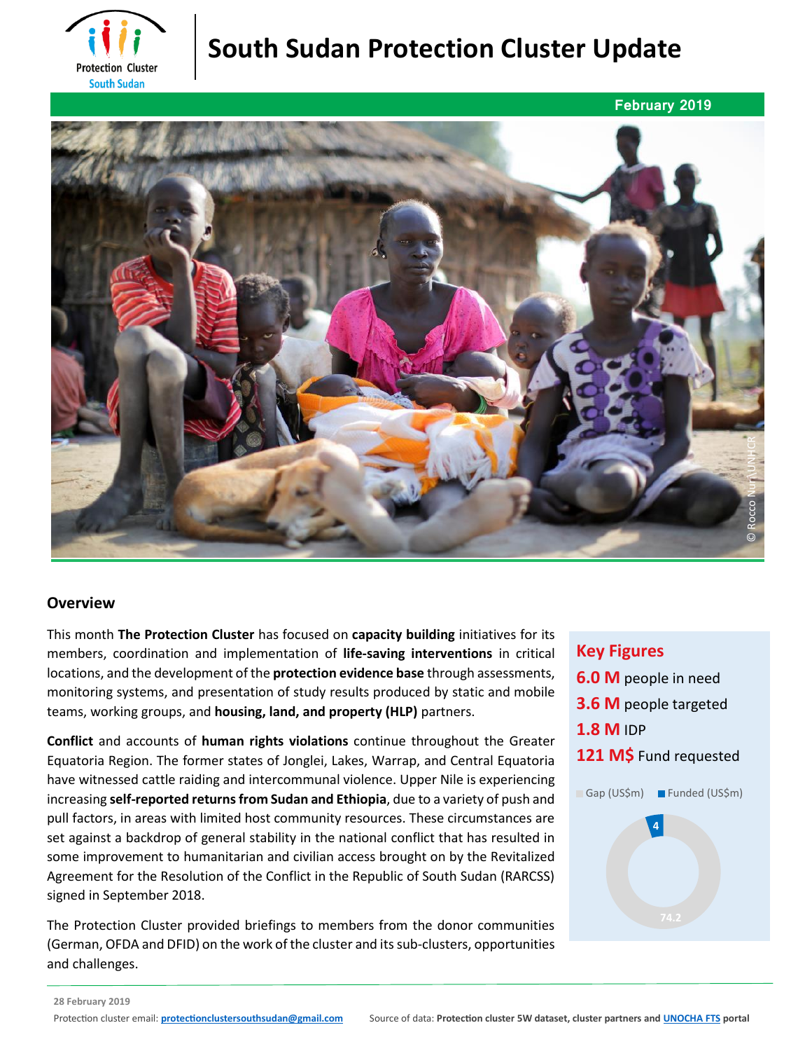# South Sudan Protection Cluster Update

February 2019

© Rocco Nuri\UNHCR

## Overview

This month **The Protection Cluster** has focused on **capacity building** initiatives for its members, coordination and implementation of **life-saving interventions** in critical locations, and the development of the **protection evidence base** through assessments, monitoring systems, and presentation of study results produced by static and mobile teams, working groups, and **housing, land, and property (HLP)** partners.

**Conflict** and accounts of **human rights violations** continue throughout the Greater Equatoria Region. The former states of Jonglei, Lakes, Warrap, and Central Equatoria have witnessed cattle raiding and intercommunal violence. Upper Nile is experiencing increasing **self-reported returns from Sudan and Ethiopia**, due to a variety of push and pull factors, in areas with limited host community resources. These circumstances are set against a backdrop of general stability in the national conflict that has resulted in some improvement to humanitarian and civilian access brought on by the Revitalized Agreement for the Resolution of the Conflict in the Republic of South Sudan (RARCSS) signed in September 2018.

The Protection Cluster provided briefings to members from the donor communities (German, OFDA and DFID) on the work of the cluster and its sub-clusters, opportunities and challenges.

### Key Figures

**6.0 M** people in need

**3.6 M** people targeted

**1.8 M** IDP

**121 M$** Fund requested

Gap (US$m) | Funded (US$m)

Funded: 4
Gap: 74.2

28 February 2019

Protection cluster email: protectionclustersouthsudan@gmail.com

Source of data: **Protection cluster 5W dataset, cluster partners and UNOCHA FTS portal**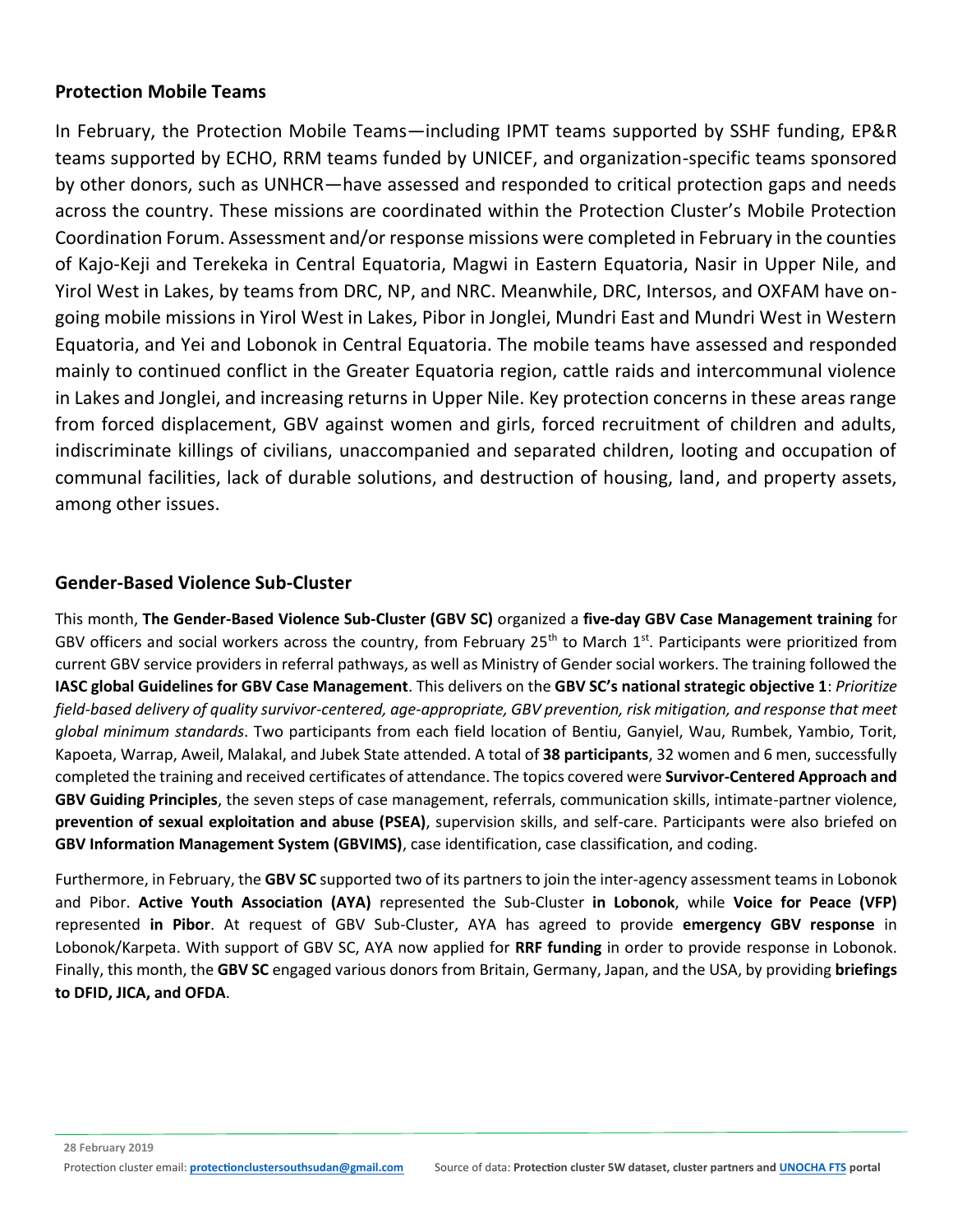## Protection Mobile Teams

In February, the Protection Mobile Teams—including IPMT teams supported by SSHF funding, EP&R teams supported by ECHO, RRM teams funded by UNICEF, and organization-specific teams sponsored by other donors, such as UNHCR—have assessed and responded to critical protection gaps and needs across the country. These missions are coordinated within the Protection Cluster's Mobile Protection Coordination Forum. Assessment and/or response missions were completed in February in the counties of Kajo-Keji and Terekeka in Central Equatoria, Magwi in Eastern Equatoria, Nasir in Upper Nile, and Yirol West in Lakes, by teams from DRC, NP, and NRC. Meanwhile, DRC, Intersos, and OXFAM have on-going mobile missions in Yirol West in Lakes, Pibor in Jonglei, Mundri East and Mundri West in Western Equatoria, and Yei and Lobonok in Central Equatoria. The mobile teams have assessed and responded mainly to continued conflict in the Greater Equatoria region, cattle raids and intercommunal violence in Lakes and Jonglei, and increasing returns in Upper Nile. Key protection concerns in these areas range from forced displacement, GBV against women and girls, forced recruitment of children and adults, indiscriminate killings of civilians, unaccompanied and separated children, looting and occupation of communal facilities, lack of durable solutions, and destruction of housing, land, and property assets, among other issues.

## Gender-Based Violence Sub-Cluster

This month, **The Gender-Based Violence Sub-Cluster (GBV SC)** organized a **five-day GBV Case Management training** for GBV officers and social workers across the country, from February 25th to March 1st. Participants were prioritized from current GBV service providers in referral pathways, as well as Ministry of Gender social workers. The training followed the **IASC global Guidelines for GBV Case Management**. This delivers on the **GBV SC's national strategic objective 1**: *Prioritize field-based delivery of quality survivor-centered, age-appropriate, GBV prevention, risk mitigation, and response that meet global minimum standards*. Two participants from each field location of Bentiu, Ganyiel, Wau, Rumbek, Yambio, Torit, Kapoeta, Warrap, Aweil, Malakal, and Jubek State attended. A total of **38 participants**, 32 women and 6 men, successfully completed the training and received certificates of attendance. The topics covered were **Survivor-Centered Approach and GBV Guiding Principles**, the seven steps of case management, referrals, communication skills, intimate-partner violence, **prevention of sexual exploitation and abuse (PSEA)**, supervision skills, and self-care. Participants were also briefed on **GBV Information Management System (GBVIMS)**, case identification, case classification, and coding.

Furthermore, in February, the **GBV SC** supported two of its partners to join the inter-agency assessment teams in Lobonok and Pibor. **Active Youth Association (AYA)** represented the Sub-Cluster **in Lobonok**, while **Voice for Peace (VFP)** represented **in Pibor**. At request of GBV Sub-Cluster, AYA has agreed to provide **emergency GBV response** in Lobonok/Karpeta. With support of GBV SC, AYA now applied for **RRF funding** in order to provide response in Lobonok. Finally, this month, the **GBV SC** engaged various donors from Britain, Germany, Japan, and the USA, by providing **briefings to DFID, JICA, and OFDA**.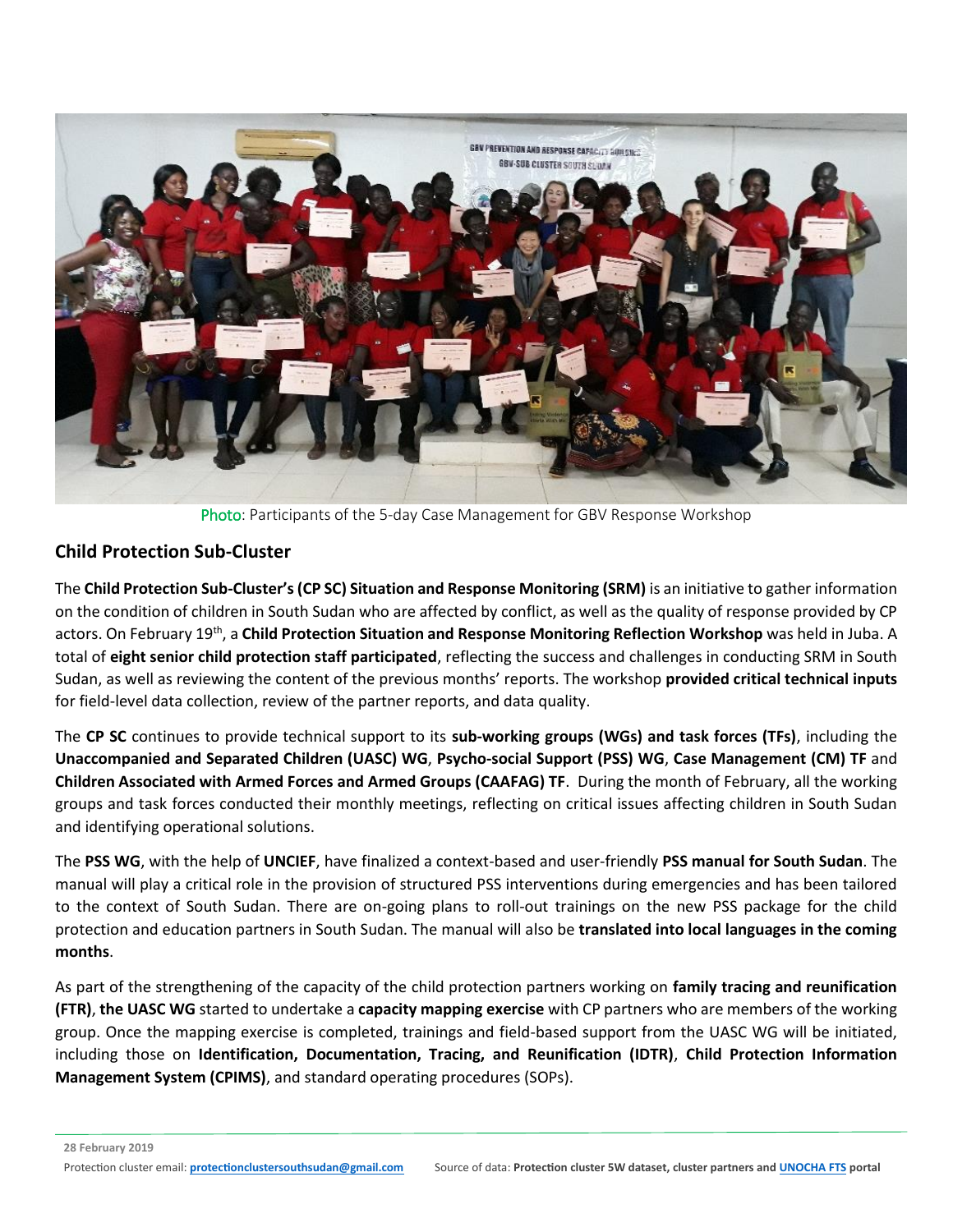Photo: Participants of the 5-day Case Management for GBV Response Workshop

## Child Protection Sub-Cluster

The **Child Protection Sub-Cluster's (CP SC) Situation and Response Monitoring (SRM)** is an initiative to gather information on the condition of children in South Sudan who are affected by conflict, as well as the quality of response provided by CP actors. On February 19th, a **Child Protection Situation and Response Monitoring Reflection Workshop** was held in Juba. A total of **eight senior child protection staff participated**, reflecting the success and challenges in conducting SRM in South Sudan, as well as reviewing the content of the previous months' reports. The workshop **provided critical technical inputs** for field-level data collection, review of the partner reports, and data quality.

The **CP SC** continues to provide technical support to its **sub-working groups (WGs) and task forces (TFs)**, including the **Unaccompanied and Separated Children (UASC) WG**, **Psycho-social Support (PSS) WG**, **Case Management (CM) TF** and **Children Associated with Armed Forces and Armed Groups (CAAFAG) TF**. During the month of February, all the working groups and task forces conducted their monthly meetings, reflecting on critical issues affecting children in South Sudan and identifying operational solutions.

The **PSS WG**, with the help of **UNCIEF**, have finalized a context-based and user-friendly **PSS manual for South Sudan**. The manual will play a critical role in the provision of structured PSS interventions during emergencies and has been tailored to the context of South Sudan. There are on-going plans to roll-out trainings on the new PSS package for the child protection and education partners in South Sudan. The manual will also be **translated into local languages in the coming months**.

As part of the strengthening of the capacity of the child protection partners working on **family tracing and reunification (FTR)**, **the UASC WG** started to undertake a **capacity mapping exercise** with CP partners who are members of the working group. Once the mapping exercise is completed, trainings and field-based support from the UASC WG will be initiated, including those on **Identification, Documentation, Tracing, and Reunification (IDTR)**, **Child Protection Information Management System (CPIMS)**, and standard operating procedures (SOPs).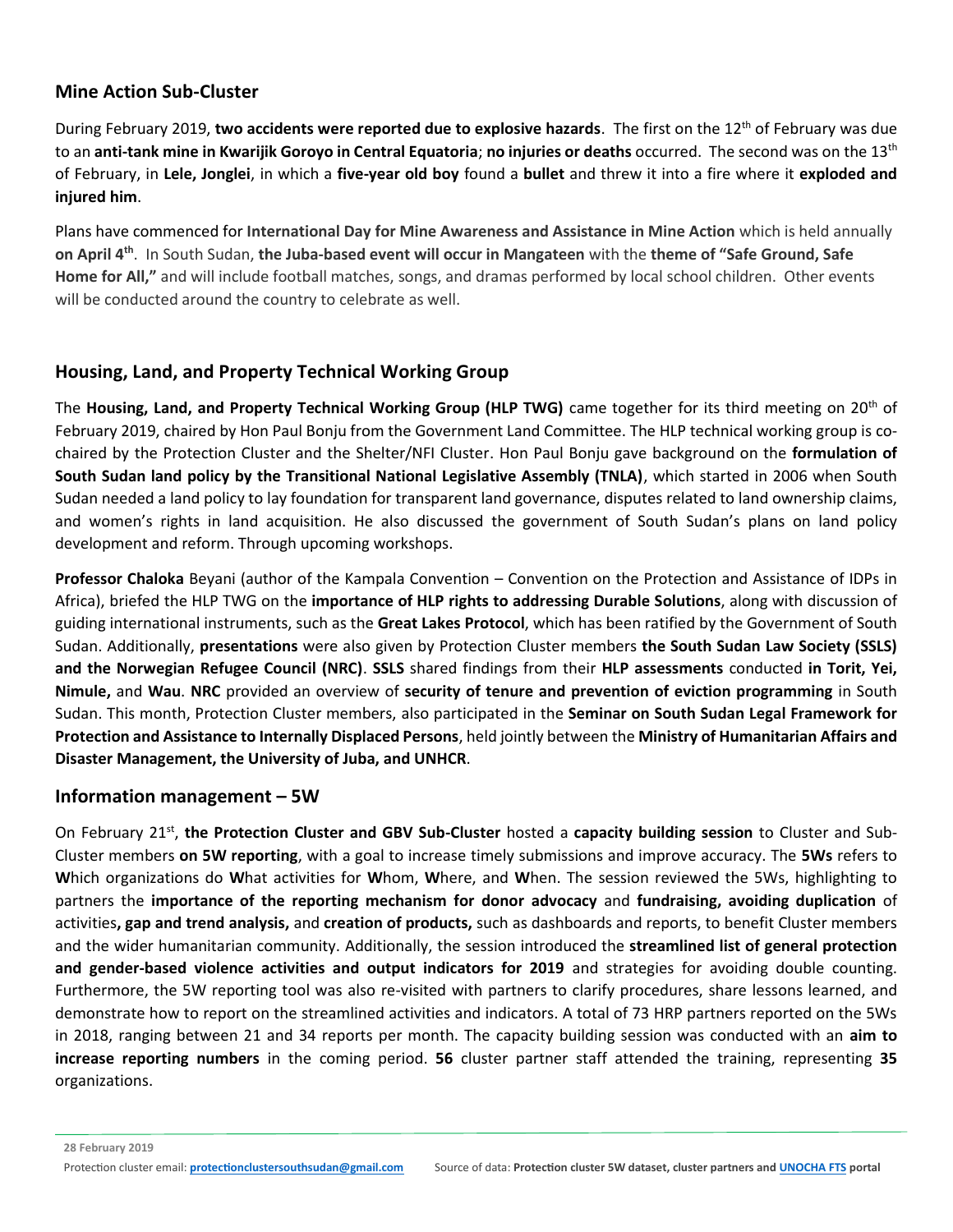## Mine Action Sub-Cluster

During February 2019, **two accidents were reported due to explosive hazards**. The first on the 12th of February was due to an **anti-tank mine in Kwarijik Goroyo in Central Equatoria**; **no injuries or deaths** occurred. The second was on the 13th of February, in **Lele, Jonglei**, in which a **five-year old boy** found a **bullet** and threw it into a fire where it **exploded and injured him**.

Plans have commenced for **International Day for Mine Awareness and Assistance in Mine Action** which is held annually **on April 4th**. In South Sudan, **the Juba-based event will occur in Mangateen** with the **theme of "Safe Ground, Safe Home for All,"** and will include football matches, songs, and dramas performed by local school children. Other events will be conducted around the country to celebrate as well.

## Housing, Land, and Property Technical Working Group

The **Housing, Land, and Property Technical Working Group (HLP TWG)** came together for its third meeting on 20th of February 2019, chaired by Hon Paul Bonju from the Government Land Committee. The HLP technical working group is co-chaired by the Protection Cluster and the Shelter/NFI Cluster. Hon Paul Bonju gave background on the **formulation of South Sudan land policy by the Transitional National Legislative Assembly (TNLA)**, which started in 2006 when South Sudan needed a land policy to lay foundation for transparent land governance, disputes related to land ownership claims, and women's rights in land acquisition. He also discussed the government of South Sudan's plans on land policy development and reform. Through upcoming workshops.

**Professor Chaloka** Beyani (author of the Kampala Convention – Convention on the Protection and Assistance of IDPs in Africa), briefed the HLP TWG on the **importance of HLP rights to addressing Durable Solutions**, along with discussion of guiding international instruments, such as the **Great Lakes Protocol**, which has been ratified by the Government of South Sudan. Additionally, **presentations** were also given by Protection Cluster members **the South Sudan Law Society (SSLS) and the Norwegian Refugee Council (NRC)**. **SSLS** shared findings from their **HLP assessments** conducted **in Torit, Yei, Nimule,** and **Wau**. **NRC** provided an overview of **security of tenure and prevention of eviction programming** in South Sudan. This month, Protection Cluster members, also participated in the **Seminar on South Sudan Legal Framework for Protection and Assistance to Internally Displaced Persons**, held jointly between the **Ministry of Humanitarian Affairs and Disaster Management, the University of Juba, and UNHCR**.

## Information management – 5W

On February 21st, **the Protection Cluster and GBV Sub-Cluster** hosted a **capacity building session** to Cluster and Sub-Cluster members **on 5W reporting**, with a goal to increase timely submissions and improve accuracy. The **5Ws** refers to **W**hich organizations do **W**hat activities for **W**hom, **W**here, and **W**hen. The session reviewed the 5Ws, highlighting to partners the **importance of the reporting mechanism for donor advocacy** and **fundraising, avoiding duplication** of activities**, gap and trend analysis,** and **creation of products,** such as dashboards and reports, to benefit Cluster members and the wider humanitarian community. Additionally, the session introduced the **streamlined list of general protection and gender-based violence activities and output indicators for 2019** and strategies for avoiding double counting. Furthermore, the 5W reporting tool was also re-visited with partners to clarify procedures, share lessons learned, and demonstrate how to report on the streamlined activities and indicators. A total of 73 HRP partners reported on the 5Ws in 2018, ranging between 21 and 34 reports per month. The capacity building session was conducted with an **aim to increase reporting numbers** in the coming period. **56** cluster partner staff attended the training, representing **35** organizations.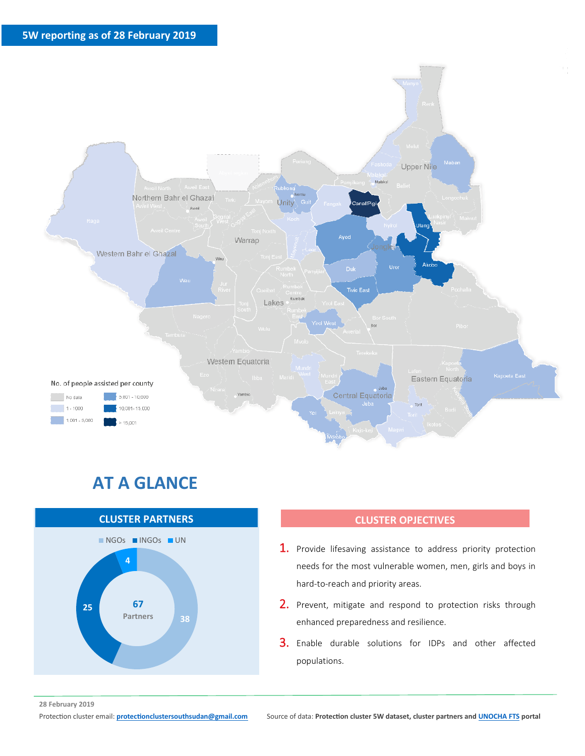## 5W reporting as of 28 February 2019

No. of people assisted per county

No data
1 - 1000
1,001 - 5,000
5,001 - 10,000
10,001 - 15,000
> 15,001

# AT A GLANCE

## CLUSTER PARTNERS

NGOs INGOs UN

4
25
67
Partners
38

## CLUSTER OPJECTIVES

1. Provide lifesaving assistance to address priority protection needs for the most vulnerable women, men, girls and boys in hard-to-reach and priority areas.
2. Prevent, mitigate and respond to protection risks through enhanced preparedness and resilience.
3. Enable durable solutions for IDPs and other affected populations.

28 February 2019

Protection cluster email: protectionclustersouthsudan@gmail.com

Source of data: **Protection cluster 5W dataset, cluster partners and UNOCHA FTS portal**